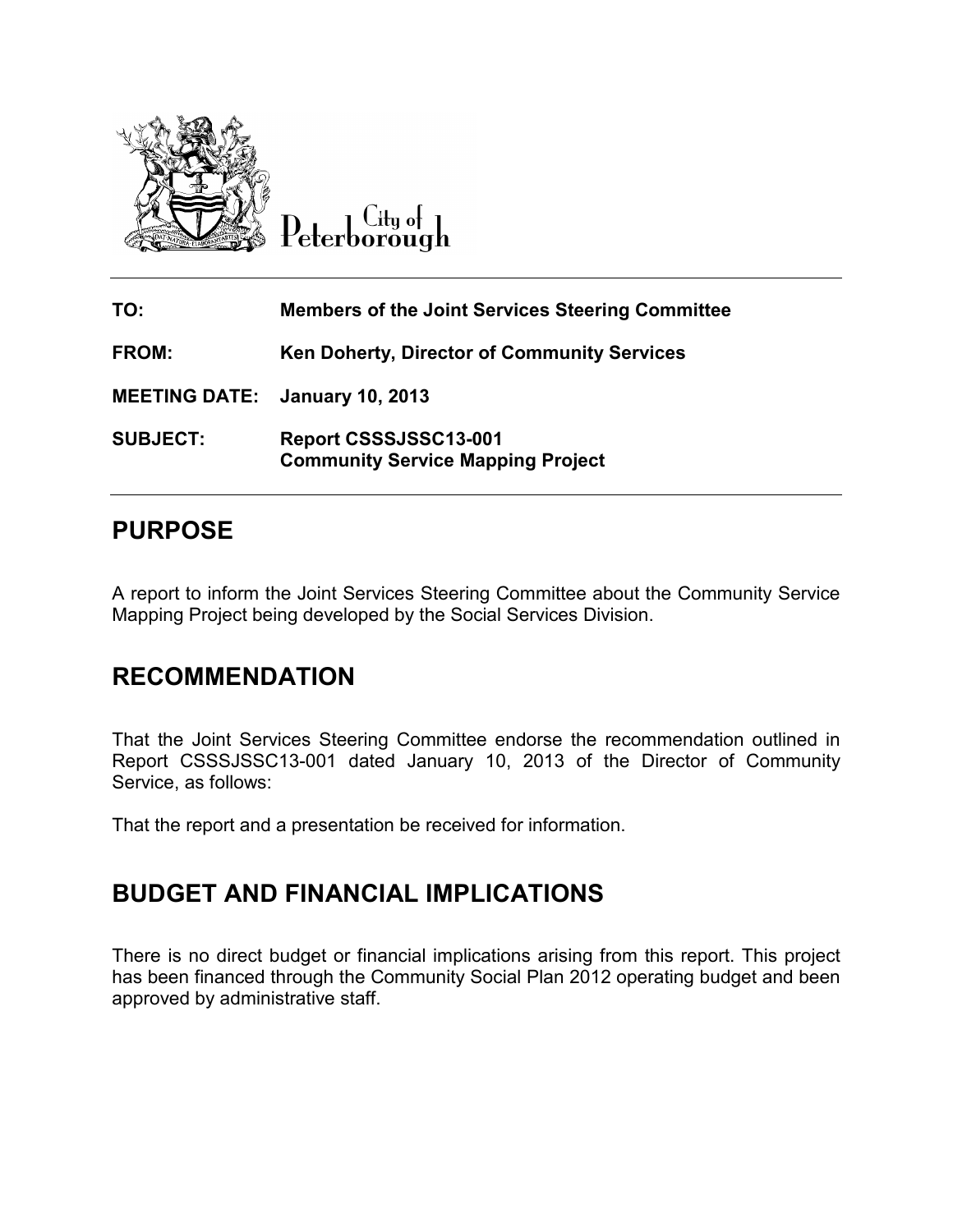City of Peterborough

| | |
|---|---|
| **TO:** | **Members of the Joint Services Steering Committee** |
| **FROM:** | **Ken Doherty, Director of Community Services** |
| **MEETING DATE:** | **January 10, 2013** |
| **SUBJECT:** | **Report CSSSJSSC13-001**<br>**Community Service Mapping Project** |

## PURPOSE

A report to inform the Joint Services Steering Committee about the Community Service Mapping Project being developed by the Social Services Division.

## RECOMMENDATION

That the Joint Services Steering Committee endorse the recommendation outlined in Report CSSSJSSC13-001 dated January 10, 2013 of the Director of Community Service, as follows:

That the report and a presentation be received for information.

## BUDGET AND FINANCIAL IMPLICATIONS

There is no direct budget or financial implications arising from this report. This project has been financed through the Community Social Plan 2012 operating budget and been approved by administrative staff.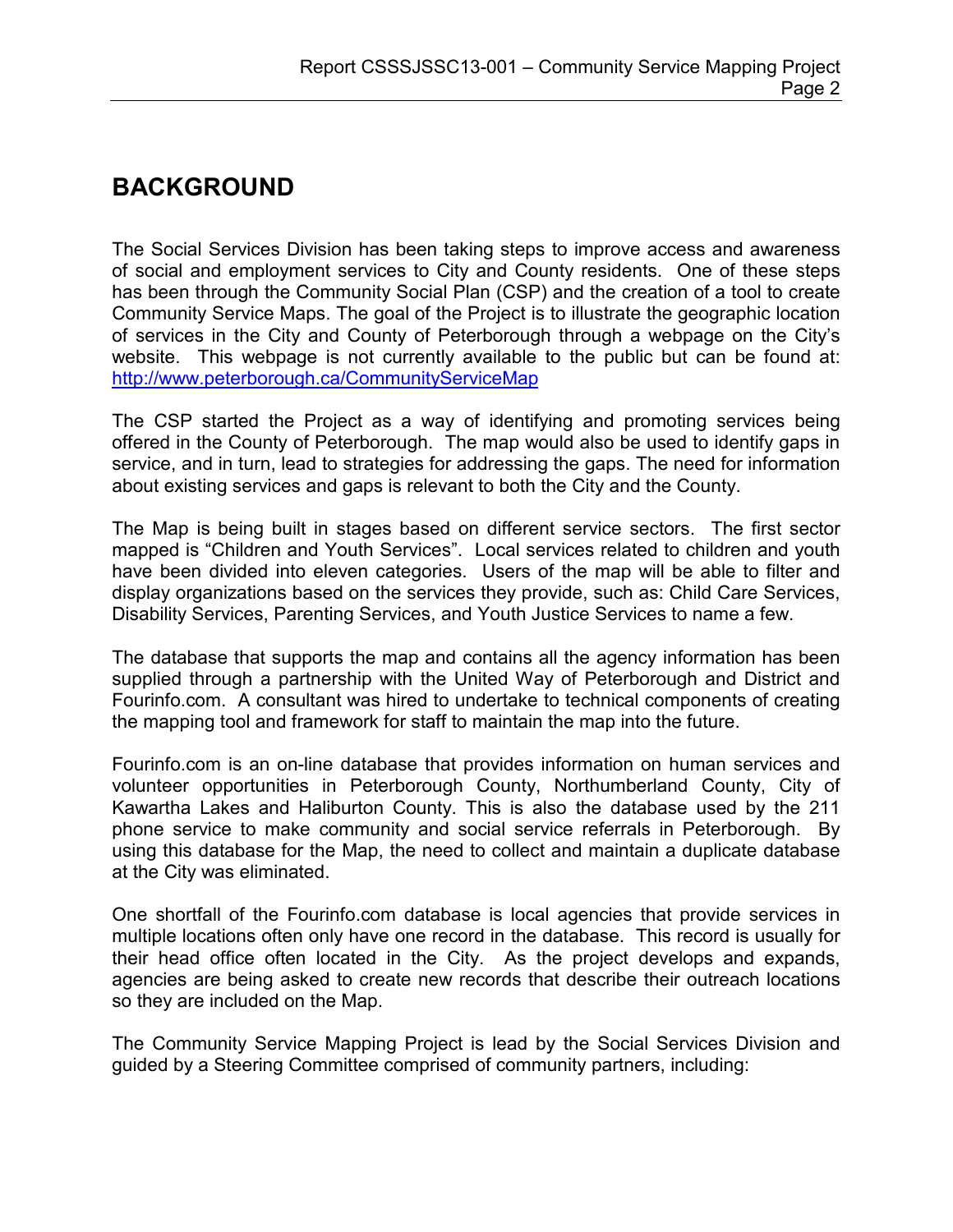# BACKGROUND

The Social Services Division has been taking steps to improve access and awareness of social and employment services to City and County residents. One of these steps has been through the Community Social Plan (CSP) and the creation of a tool to create Community Service Maps. The goal of the Project is to illustrate the geographic location of services in the City and County of Peterborough through a webpage on the City's website. This webpage is not currently available to the public but can be found at: http://www.peterborough.ca/CommunityServiceMap

The CSP started the Project as a way of identifying and promoting services being offered in the County of Peterborough. The map would also be used to identify gaps in service, and in turn, lead to strategies for addressing the gaps. The need for information about existing services and gaps is relevant to both the City and the County.

The Map is being built in stages based on different service sectors. The first sector mapped is "Children and Youth Services". Local services related to children and youth have been divided into eleven categories. Users of the map will be able to filter and display organizations based on the services they provide, such as: Child Care Services, Disability Services, Parenting Services, and Youth Justice Services to name a few.

The database that supports the map and contains all the agency information has been supplied through a partnership with the United Way of Peterborough and District and Fourinfo.com. A consultant was hired to undertake to technical components of creating the mapping tool and framework for staff to maintain the map into the future.

Fourinfo.com is an on-line database that provides information on human services and volunteer opportunities in Peterborough County, Northumberland County, City of Kawartha Lakes and Haliburton County. This is also the database used by the 211 phone service to make community and social service referrals in Peterborough. By using this database for the Map, the need to collect and maintain a duplicate database at the City was eliminated.

One shortfall of the Fourinfo.com database is local agencies that provide services in multiple locations often only have one record in the database. This record is usually for their head office often located in the City. As the project develops and expands, agencies are being asked to create new records that describe their outreach locations so they are included on the Map.

The Community Service Mapping Project is lead by the Social Services Division and guided by a Steering Committee comprised of community partners, including: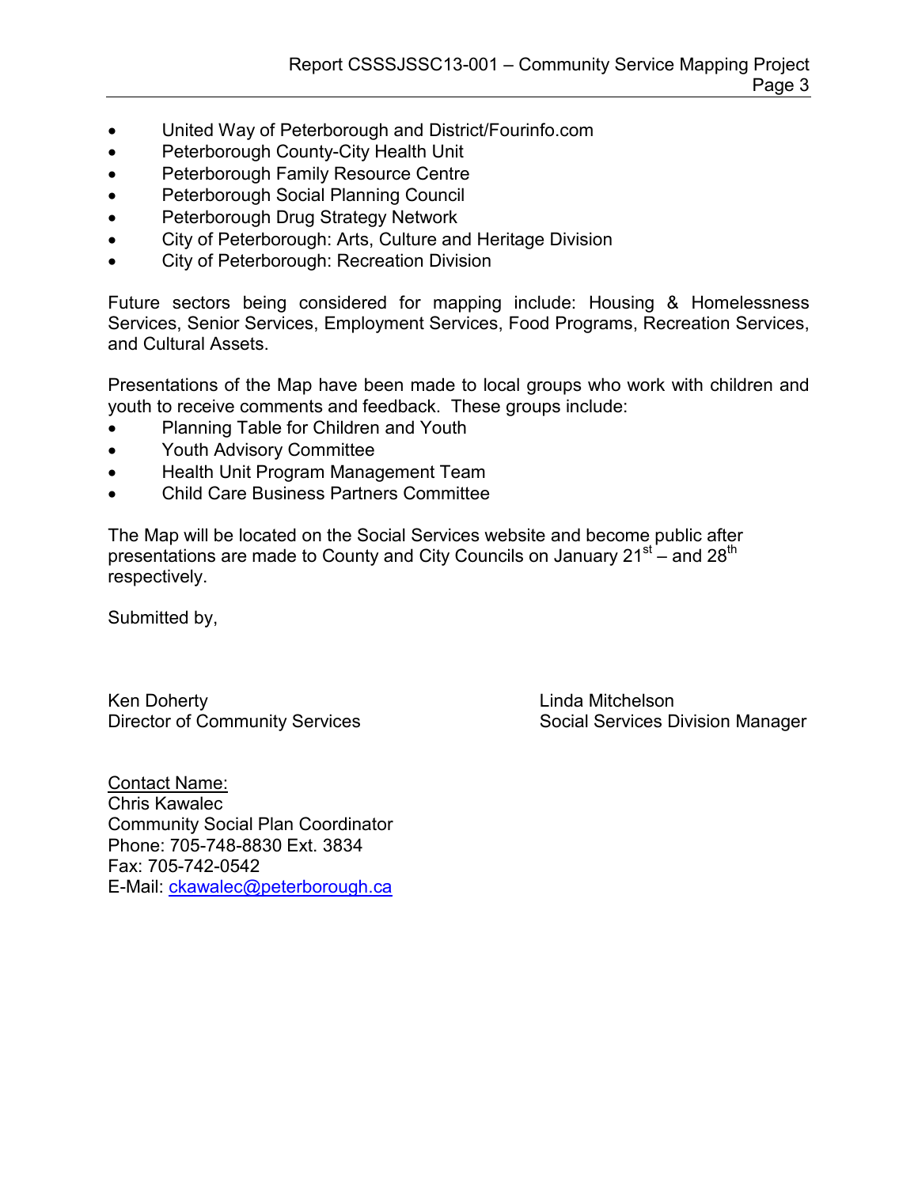- United Way of Peterborough and District/Fourinfo.com
- Peterborough County-City Health Unit
- Peterborough Family Resource Centre
- Peterborough Social Planning Council
- Peterborough Drug Strategy Network
- City of Peterborough: Arts, Culture and Heritage Division
- City of Peterborough: Recreation Division

Future sectors being considered for mapping include: Housing & Homelessness Services, Senior Services, Employment Services, Food Programs, Recreation Services, and Cultural Assets.

Presentations of the Map have been made to local groups who work with children and youth to receive comments and feedback. These groups include:

- Planning Table for Children and Youth
- Youth Advisory Committee
- Health Unit Program Management Team
- Child Care Business Partners Committee

The Map will be located on the Social Services website and become public after presentations are made to County and City Councils on January 21st – and 28th respectively.

Submitted by,

Ken Doherty
Director of Community Services

Linda Mitchelson
Social Services Division Manager

Contact Name:
Chris Kawalec
Community Social Plan Coordinator
Phone: 705-748-8830 Ext. 3834
Fax: 705-742-0542
E-Mail: ckawalec@peterborough.ca